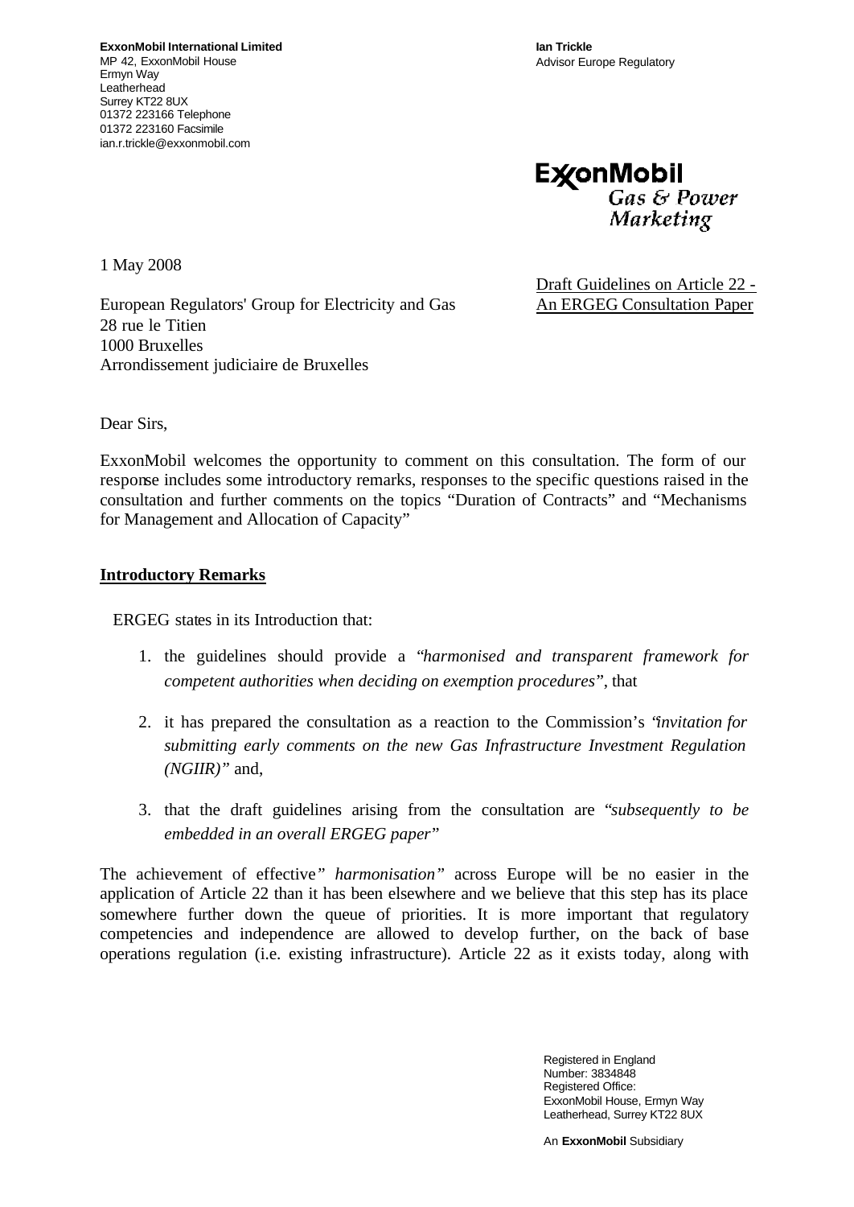**ExxonMobil International Limited**
MP 42, ExxonMobil House
Ermyn Way
Leatherhead
Surrey KT22 8UX
01372 223166 Telephone
01372 223160 Facsimile
ian.r.trickle@exxonmobil.com

**Ian Trickle**
Advisor Europe Regulatory

ExxonMobil
Gas & Power
Marketing

1 May 2008

European Regulators' Group for Electricity and Gas
28 rue le Titien
1000 Bruxelles
Arrondissement judiciaire de Bruxelles

Draft Guidelines on Article 22 - An ERGEG Consultation Paper

Dear Sirs,

ExxonMobil welcomes the opportunity to comment on this consultation. The form of our response includes some introductory remarks, responses to the specific questions raised in the consultation and further comments on the topics "Duration of Contracts" and "Mechanisms for Management and Allocation of Capacity"

## Introductory Remarks

ERGEG states in its Introduction that:

1. the guidelines should provide a *"harmonised and transparent framework for competent authorities when deciding on exemption procedures"*, that
2. it has prepared the consultation as a reaction to the Commission's *"invitation for submitting early comments on the new Gas Infrastructure Investment Regulation (NGIIR)"* and,
3. that the draft guidelines arising from the consultation are *"subsequently to be embedded in an overall ERGEG paper"*

The achievement of effective *" harmonisation"* across Europe will be no easier in the application of Article 22 than it has been elsewhere and we believe that this step has its place somewhere further down the queue of priorities. It is more important that regulatory competencies and independence are allowed to develop further, on the back of base operations regulation (i.e. existing infrastructure). Article 22 as it exists today, along with

Registered in England
Number: 3834848
Registered Office:
ExxonMobil House, Ermyn Way
Leatherhead, Surrey KT22 8UX

An **ExxonMobil** Subsidiary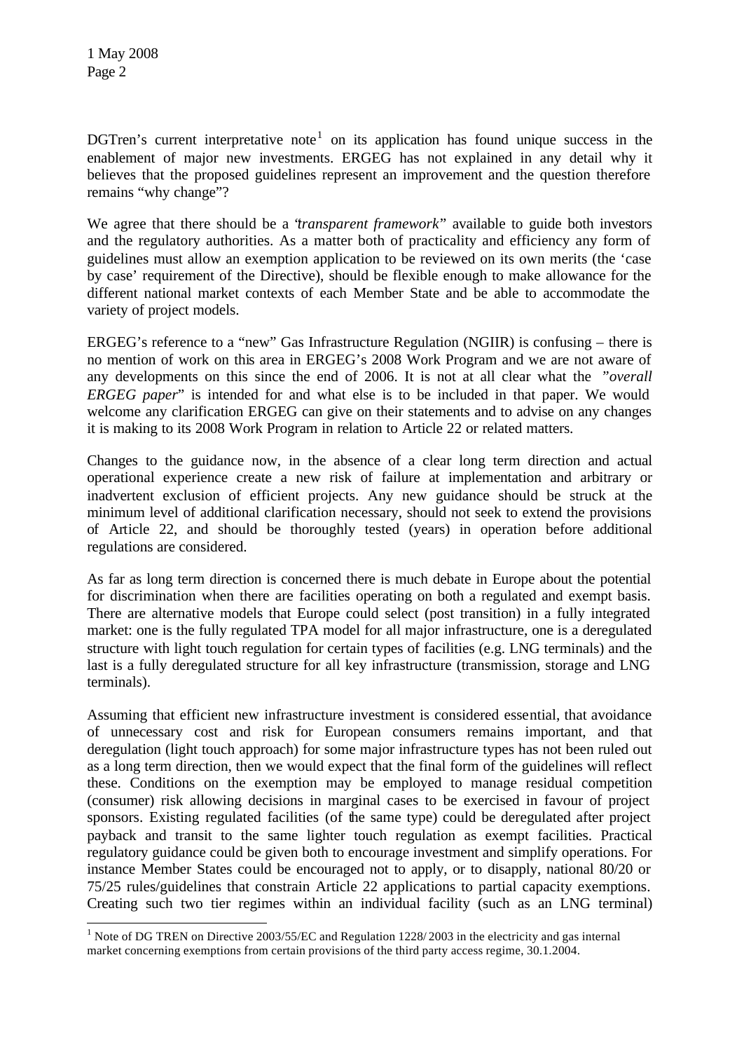DGTren's current interpretative note[1] on its application has found unique success in the enablement of major new investments. ERGEG has not explained in any detail why it believes that the proposed guidelines represent an improvement and the question therefore remains "why change"?

We agree that there should be a "*transparent framework*" available to guide both investors and the regulatory authorities. As a matter both of practicality and efficiency any form of guidelines must allow an exemption application to be reviewed on its own merits (the 'case by case' requirement of the Directive), should be flexible enough to make allowance for the different national market contexts of each Member State and be able to accommodate the variety of project models.

ERGEG's reference to a "new" Gas Infrastructure Regulation (NGIIR) is confusing – there is no mention of work on this area in ERGEG's 2008 Work Program and we are not aware of any developments on this since the end of 2006. It is not at all clear what the "*overall ERGEG paper*" is intended for and what else is to be included in that paper. We would welcome any clarification ERGEG can give on their statements and to advise on any changes it is making to its 2008 Work Program in relation to Article 22 or related matters.

Changes to the guidance now, in the absence of a clear long term direction and actual operational experience create a new risk of failure at implementation and arbitrary or inadvertent exclusion of efficient projects. Any new guidance should be struck at the minimum level of additional clarification necessary, should not seek to extend the provisions of Article 22, and should be thoroughly tested (years) in operation before additional regulations are considered.

As far as long term direction is concerned there is much debate in Europe about the potential for discrimination when there are facilities operating on both a regulated and exempt basis. There are alternative models that Europe could select (post transition) in a fully integrated market: one is the fully regulated TPA model for all major infrastructure, one is a deregulated structure with light touch regulation for certain types of facilities (e.g. LNG terminals) and the last is a fully deregulated structure for all key infrastructure (transmission, storage and LNG terminals).

Assuming that efficient new infrastructure investment is considered essential, that avoidance of unnecessary cost and risk for European consumers remains important, and that deregulation (light touch approach) for some major infrastructure types has not been ruled out as a long term direction, then we would expect that the final form of the guidelines will reflect these. Conditions on the exemption may be employed to manage residual competition (consumer) risk allowing decisions in marginal cases to be exercised in favour of project sponsors. Existing regulated facilities (of the same type) could be deregulated after project payback and transit to the same lighter touch regulation as exempt facilities. Practical regulatory guidance could be given both to encourage investment and simplify operations. For instance Member States could be encouraged not to apply, or to disapply, national 80/20 or 75/25 rules/guidelines that constrain Article 22 applications to partial capacity exemptions. Creating such two tier regimes within an individual facility (such as an LNG terminal)

[1] Note of DG TREN on Directive 2003/55/EC and Regulation 1228/2003 in the electricity and gas internal market concerning exemptions from certain provisions of the third party access regime, 30.1.2004.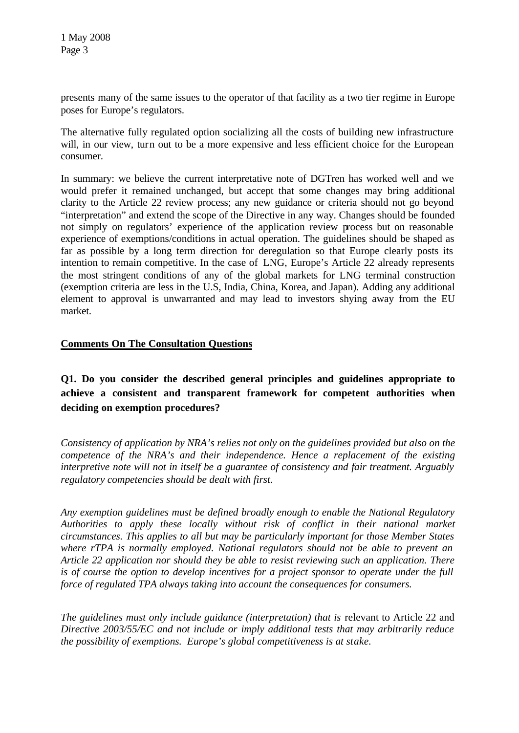presents many of the same issues to the operator of that facility as a two tier regime in Europe poses for Europe's regulators.

The alternative fully regulated option socializing all the costs of building new infrastructure will, in our view, turn out to be a more expensive and less efficient choice for the European consumer.

In summary: we believe the current interpretative note of DGTren has worked well and we would prefer it remained unchanged, but accept that some changes may bring additional clarity to the Article 22 review process; any new guidance or criteria should not go beyond "interpretation" and extend the scope of the Directive in any way. Changes should be founded not simply on regulators' experience of the application review process but on reasonable experience of exemptions/conditions in actual operation. The guidelines should be shaped as far as possible by a long term direction for deregulation so that Europe clearly posts its intention to remain competitive. In the case of LNG, Europe's Article 22 already represents the most stringent conditions of any of the global markets for LNG terminal construction (exemption criteria are less in the U.S, India, China, Korea, and Japan). Adding any additional element to approval is unwarranted and may lead to investors shying away from the EU market.

## Comments On The Consultation Questions

### Q1. Do you consider the described general principles and guidelines appropriate to achieve a consistent and transparent framework for competent authorities when deciding on exemption procedures?

*Consistency of application by NRA's relies not only on the guidelines provided but also on the competence of the NRA's and their independence. Hence a replacement of the existing interpretive note will not in itself be a guarantee of consistency and fair treatment. Arguably regulatory competencies should be dealt with first.*

*Any exemption guidelines must be defined broadly enough to enable the National Regulatory Authorities to apply these locally without risk of conflict in their national market circumstances. This applies to all but may be particularly important for those Member States where rTPA is normally employed. National regulators should not be able to prevent an Article 22 application nor should they be able to resist reviewing such an application. There is of course the option to develop incentives for a project sponsor to operate under the full force of regulated TPA always taking into account the consequences for consumers.*

*The guidelines must only include guidance (interpretation) that is* relevant to Article 22 and *Directive 2003/55/EC and not include or imply additional tests that may arbitrarily reduce the possibility of exemptions. Europe's global competitiveness is at stake.*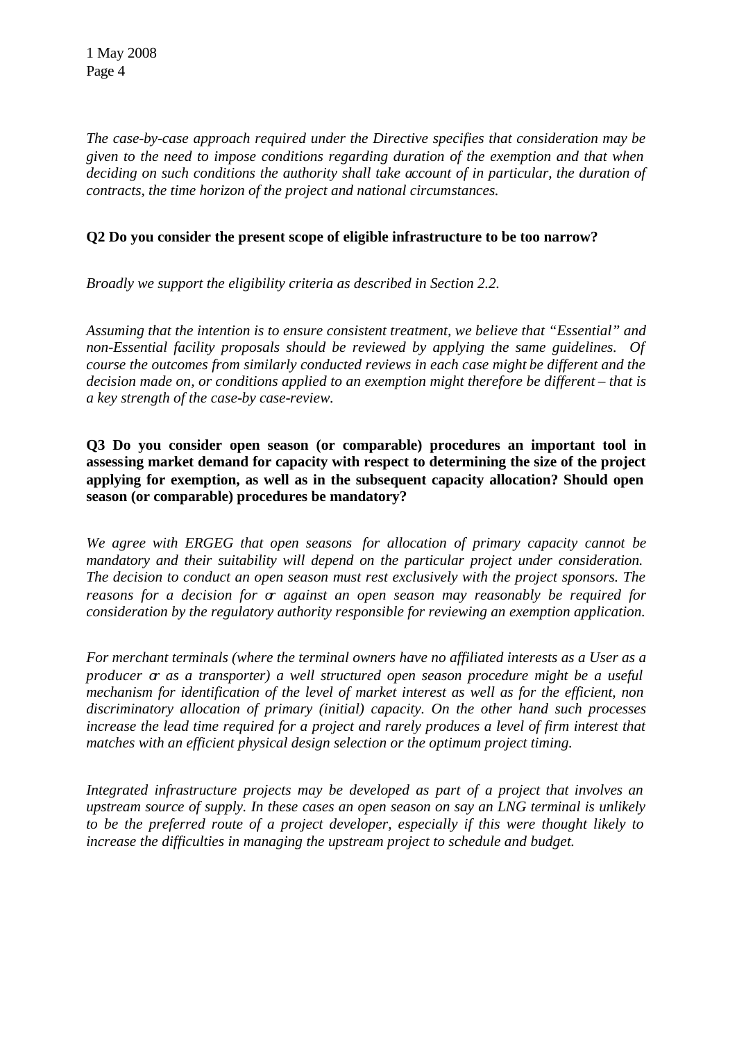*The case-by-case approach required under the Directive specifies that consideration may be given to the need to impose conditions regarding duration of the exemption and that when deciding on such conditions the authority shall take account of in particular, the duration of contracts, the time horizon of the project and national circumstances.*

**Q2 Do you consider the present scope of eligible infrastructure to be too narrow?**

*Broadly we support the eligibility criteria as described in Section 2.2.*

*Assuming that the intention is to ensure consistent treatment, we believe that "Essential" and non-Essential facility proposals should be reviewed by applying the same guidelines. Of course the outcomes from similarly conducted reviews in each case might be different and the decision made on, or conditions applied to an exemption might therefore be different – that is a key strength of the case-by case-review.*

**Q3 Do you consider open season (or comparable) procedures an important tool in assessing market demand for capacity with respect to determining the size of the project applying for exemption, as well as in the subsequent capacity allocation? Should open season (or comparable) procedures be mandatory?**

*We agree with ERGEG that open seasons for allocation of primary capacity cannot be mandatory and their suitability will depend on the particular project under consideration. The decision to conduct an open season must rest exclusively with the project sponsors. The reasons for a decision for or against an open season may reasonably be required for consideration by the regulatory authority responsible for reviewing an exemption application.*

*For merchant terminals (where the terminal owners have no affiliated interests as a User as a producer or as a transporter) a well structured open season procedure might be a useful mechanism for identification of the level of market interest as well as for the efficient, non discriminatory allocation of primary (initial) capacity. On the other hand such processes increase the lead time required for a project and rarely produces a level of firm interest that matches with an efficient physical design selection or the optimum project timing.*

*Integrated infrastructure projects may be developed as part of a project that involves an upstream source of supply. In these cases an open season on say an LNG terminal is unlikely to be the preferred route of a project developer, especially if this were thought likely to increase the difficulties in managing the upstream project to schedule and budget.*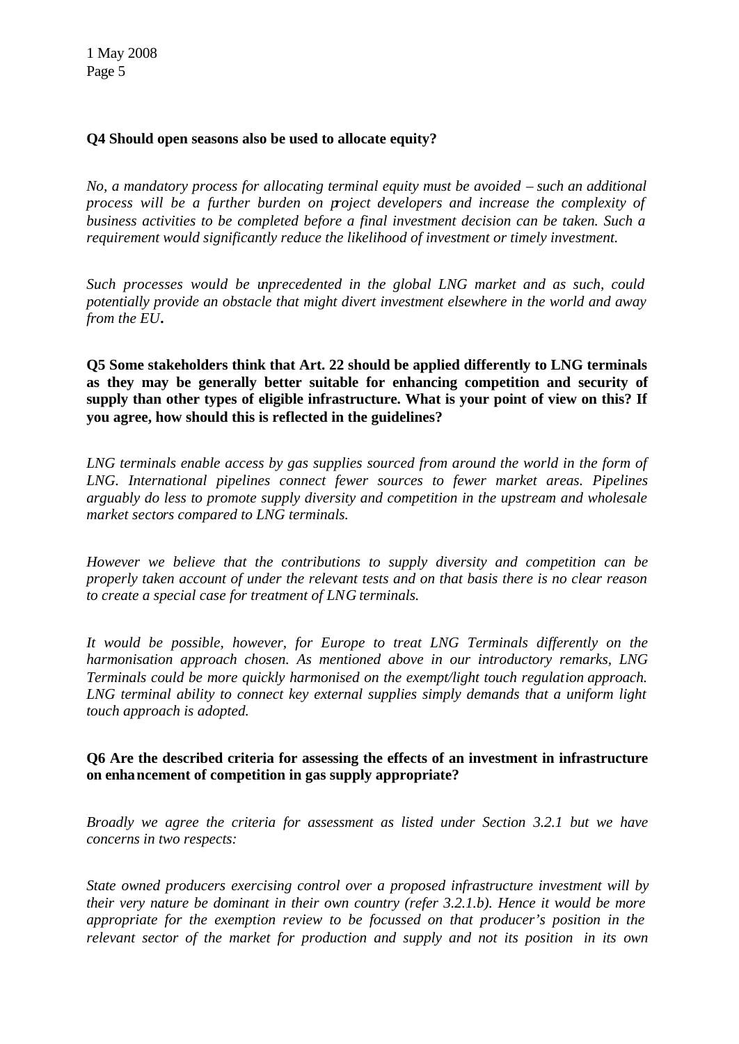**Q4 Should open seasons also be used to allocate equity?**

*No, a mandatory process for allocating terminal equity must be avoided – such an additional process will be a further burden on project developers and increase the complexity of business activities to be completed before a final investment decision can be taken. Such a requirement would significantly reduce the likelihood of investment or timely investment.*

*Such processes would be unprecedented in the global LNG market and as such, could potentially provide an obstacle that might divert investment elsewhere in the world and away from the EU.*

**Q5 Some stakeholders think that Art. 22 should be applied differently to LNG terminals as they may be generally better suitable for enhancing competition and security of supply than other types of eligible infrastructure. What is your point of view on this? If you agree, how should this is reflected in the guidelines?**

*LNG terminals enable access by gas supplies sourced from around the world in the form of LNG. International pipelines connect fewer sources to fewer market areas. Pipelines arguably do less to promote supply diversity and competition in the upstream and wholesale market sectors compared to LNG terminals.*

*However we believe that the contributions to supply diversity and competition can be properly taken account of under the relevant tests and on that basis there is no clear reason to create a special case for treatment of LNG terminals.*

*It would be possible, however, for Europe to treat LNG Terminals differently on the harmonisation approach chosen. As mentioned above in our introductory remarks, LNG Terminals could be more quickly harmonised on the exempt/light touch regulation approach. LNG terminal ability to connect key external supplies simply demands that a uniform light touch approach is adopted.*

**Q6 Are the described criteria for assessing the effects of an investment in infrastructure on enhancement of competition in gas supply appropriate?**

*Broadly we agree the criteria for assessment as listed under Section 3.2.1 but we have concerns in two respects:*

*State owned producers exercising control over a proposed infrastructure investment will by their very nature be dominant in their own country (refer 3.2.1.b). Hence it would be more appropriate for the exemption review to be focussed on that producer's position in the relevant sector of the market for production and supply and not its position in its own*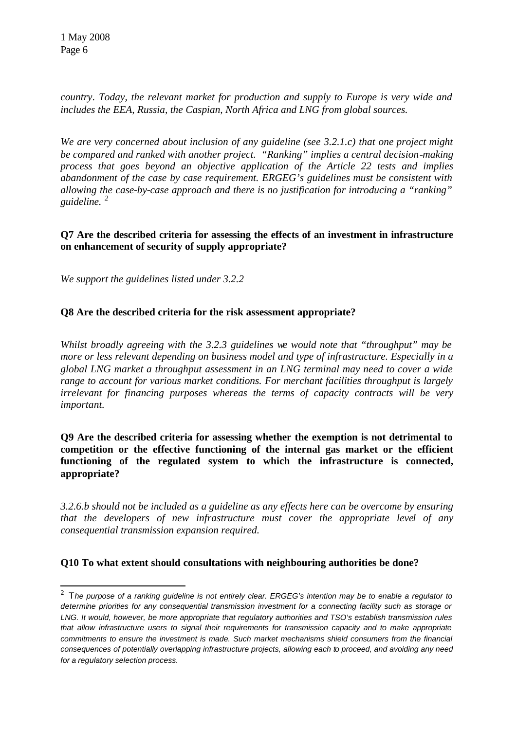*country. Today, the relevant market for production and supply to Europe is very wide and includes the EEA, Russia, the Caspian, North Africa and LNG from global sources.*

*We are very concerned about inclusion of any guideline (see 3.2.1.c) that one project might be compared and ranked with another project. "Ranking" implies a central decision-making process that goes beyond an objective application of the Article 22 tests and implies abandonment of the case by case requirement. ERGEG's guidelines must be consistent with allowing the case-by-case approach and there is no justification for introducing a "ranking" guideline.* [2]

**Q7 Are the described criteria for assessing the effects of an investment in infrastructure on enhancement of security of supply appropriate?**

*We support the guidelines listed under 3.2.2*

**Q8 Are the described criteria for the risk assessment appropriate?**

*Whilst broadly agreeing with the 3.2.3 guidelines we would note that "throughput" may be more or less relevant depending on business model and type of infrastructure. Especially in a global LNG market a throughput assessment in an LNG terminal may need to cover a wide range to account for various market conditions. For merchant facilities throughput is largely irrelevant for financing purposes whereas the terms of capacity contracts will be very important.*

**Q9 Are the described criteria for assessing whether the exemption is not detrimental to competition or the effective functioning of the internal gas market or the efficient functioning of the regulated system to which the infrastructure is connected, appropriate?**

*3.2.6.b should not be included as a guideline as any effects here can be overcome by ensuring that the developers of new infrastructure must cover the appropriate level of any consequential transmission expansion required.*

**Q10 To what extent should consultations with neighbouring authorities be done?**

---

[2] *The purpose of a ranking guideline is not entirely clear. ERGEG's intention may be to enable a regulator to determine priorities for any consequential transmission investment for a connecting facility such as storage or LNG. It would, however, be more appropriate that regulatory authorities and TSO's establish transmission rules that allow infrastructure users to signal their requirements for transmission capacity and to make appropriate commitments to ensure the investment is made. Such market mechanisms shield consumers from the financial consequences of potentially overlapping infrastructure projects, allowing each to proceed, and avoiding any need for a regulatory selection process.*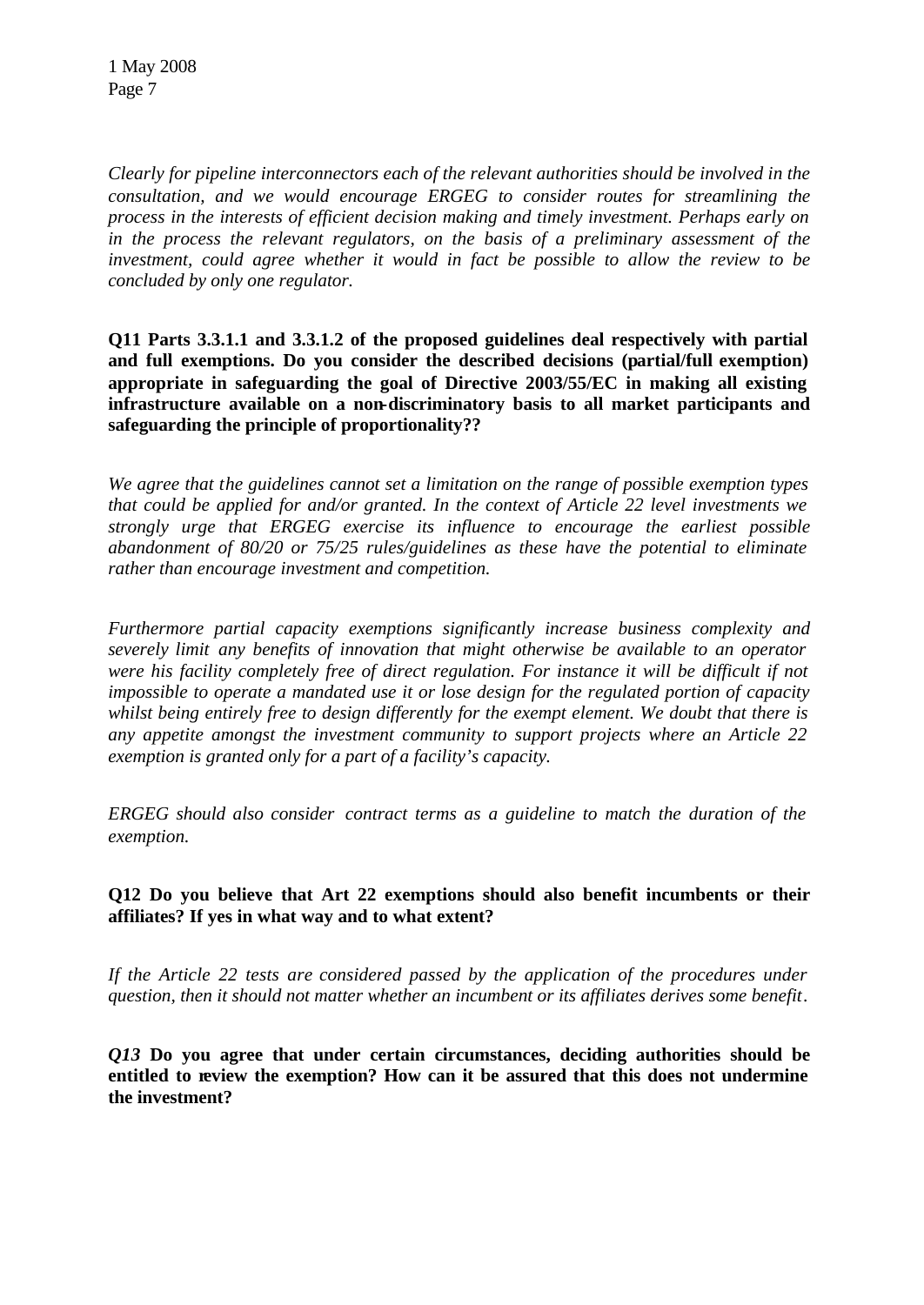*Clearly for pipeline interconnectors each of the relevant authorities should be involved in the consultation, and we would encourage ERGEG to consider routes for streamlining the process in the interests of efficient decision making and timely investment. Perhaps early on in the process the relevant regulators, on the basis of a preliminary assessment of the investment, could agree whether it would in fact be possible to allow the review to be concluded by only one regulator.*

**Q11 Parts 3.3.1.1 and 3.3.1.2 of the proposed guidelines deal respectively with partial and full exemptions. Do you consider the described decisions (partial/full exemption) appropriate in safeguarding the goal of Directive 2003/55/EC in making all existing infrastructure available on a non-discriminatory basis to all market participants and safeguarding the principle of proportionality??**

*We agree that the guidelines cannot set a limitation on the range of possible exemption types that could be applied for and/or granted. In the context of Article 22 level investments we strongly urge that ERGEG exercise its influence to encourage the earliest possible abandonment of 80/20 or 75/25 rules/guidelines as these have the potential to eliminate rather than encourage investment and competition.*

*Furthermore partial capacity exemptions significantly increase business complexity and severely limit any benefits of innovation that might otherwise be available to an operator were his facility completely free of direct regulation. For instance it will be difficult if not impossible to operate a mandated use it or lose design for the regulated portion of capacity whilst being entirely free to design differently for the exempt element. We doubt that there is any appetite amongst the investment community to support projects where an Article 22 exemption is granted only for a part of a facility's capacity.*

*ERGEG should also consider contract terms as a guideline to match the duration of the exemption.*

**Q12 Do you believe that Art 22 exemptions should also benefit incumbents or their affiliates? If yes in what way and to what extent?**

*If the Article 22 tests are considered passed by the application of the procedures under question, then it should not matter whether an incumbent or its affiliates derives some benefit.*

***Q13* Do you agree that under certain circumstances, deciding authorities should be entitled to review the exemption? How can it be assured that this does not undermine the investment?**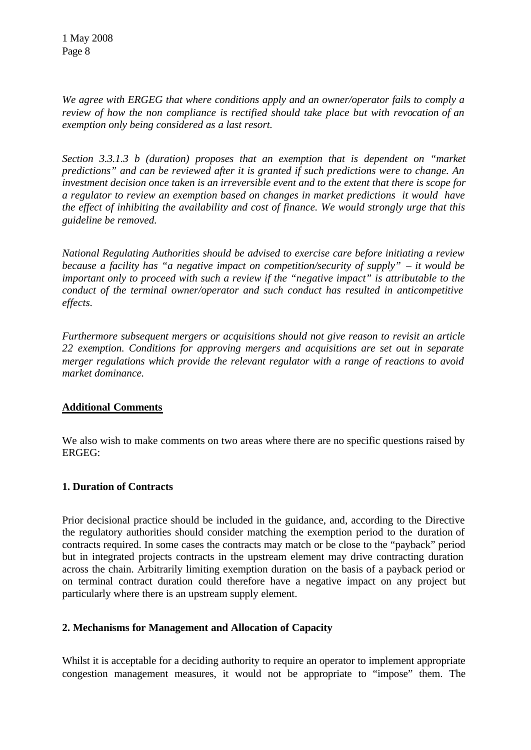*We agree with ERGEG that where conditions apply and an owner/operator fails to comply a review of how the non compliance is rectified should take place but with revocation of an exemption only being considered as a last resort.*

*Section 3.3.1.3 b (duration) proposes that an exemption that is dependent on "market predictions" and can be reviewed after it is granted if such predictions were to change. An investment decision once taken is an irreversible event and to the extent that there is scope for a regulator to review an exemption based on changes in market predictions it would have the effect of inhibiting the availability and cost of finance. We would strongly urge that this guideline be removed.*

*National Regulating Authorities should be advised to exercise care before initiating a review because a facility has "a negative impact on competition/security of supply" – it would be important only to proceed with such a review if the "negative impact" is attributable to the conduct of the terminal owner/operator and such conduct has resulted in anticompetitive effects.*

*Furthermore subsequent mergers or acquisitions should not give reason to revisit an article 22 exemption. Conditions for approving mergers and acquisitions are set out in separate merger regulations which provide the relevant regulator with a range of reactions to avoid market dominance.*

## Additional Comments

We also wish to make comments on two areas where there are no specific questions raised by ERGEG:

### 1. Duration of Contracts

Prior decisional practice should be included in the guidance, and, according to the Directive the regulatory authorities should consider matching the exemption period to the duration of contracts required. In some cases the contracts may match or be close to the "payback" period but in integrated projects contracts in the upstream element may drive contracting duration across the chain. Arbitrarily limiting exemption duration on the basis of a payback period or on terminal contract duration could therefore have a negative impact on any project but particularly where there is an upstream supply element.

### 2. Mechanisms for Management and Allocation of Capacity

Whilst it is acceptable for a deciding authority to require an operator to implement appropriate congestion management measures, it would not be appropriate to "impose" them. The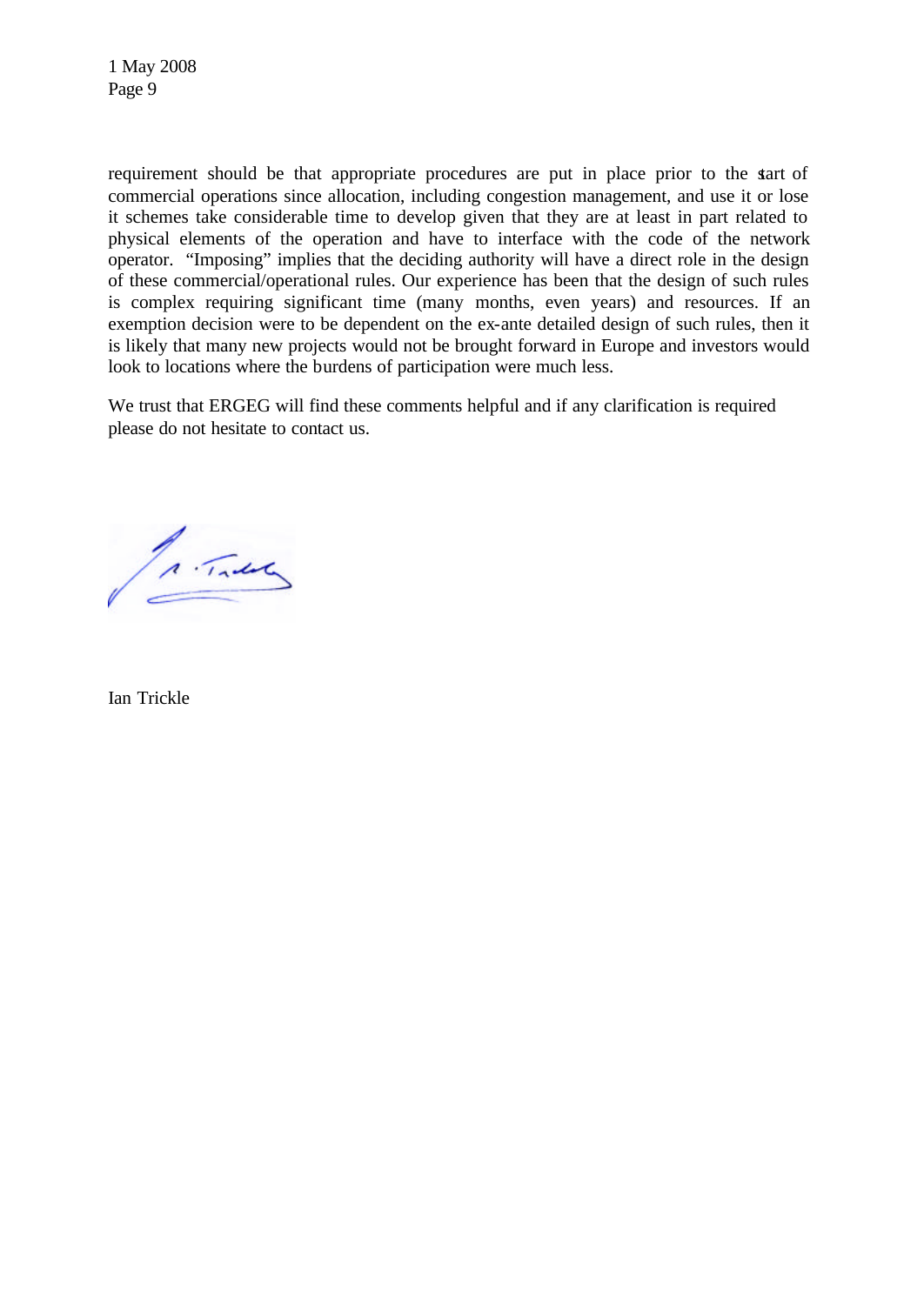requirement should be that appropriate procedures are put in place prior to the start of commercial operations since allocation, including congestion management, and use it or lose it schemes take considerable time to develop given that they are at least in part related to physical elements of the operation and have to interface with the code of the network operator. "Imposing" implies that the deciding authority will have a direct role in the design of these commercial/operational rules. Our experience has been that the design of such rules is complex requiring significant time (many months, even years) and resources. If an exemption decision were to be dependent on the ex-ante detailed design of such rules, then it is likely that many new projects would not be brought forward in Europe and investors would look to locations where the burdens of participation were much less.

We trust that ERGEG will find these comments helpful and if any clarification is required please do not hesitate to contact us.

Ian Trickle